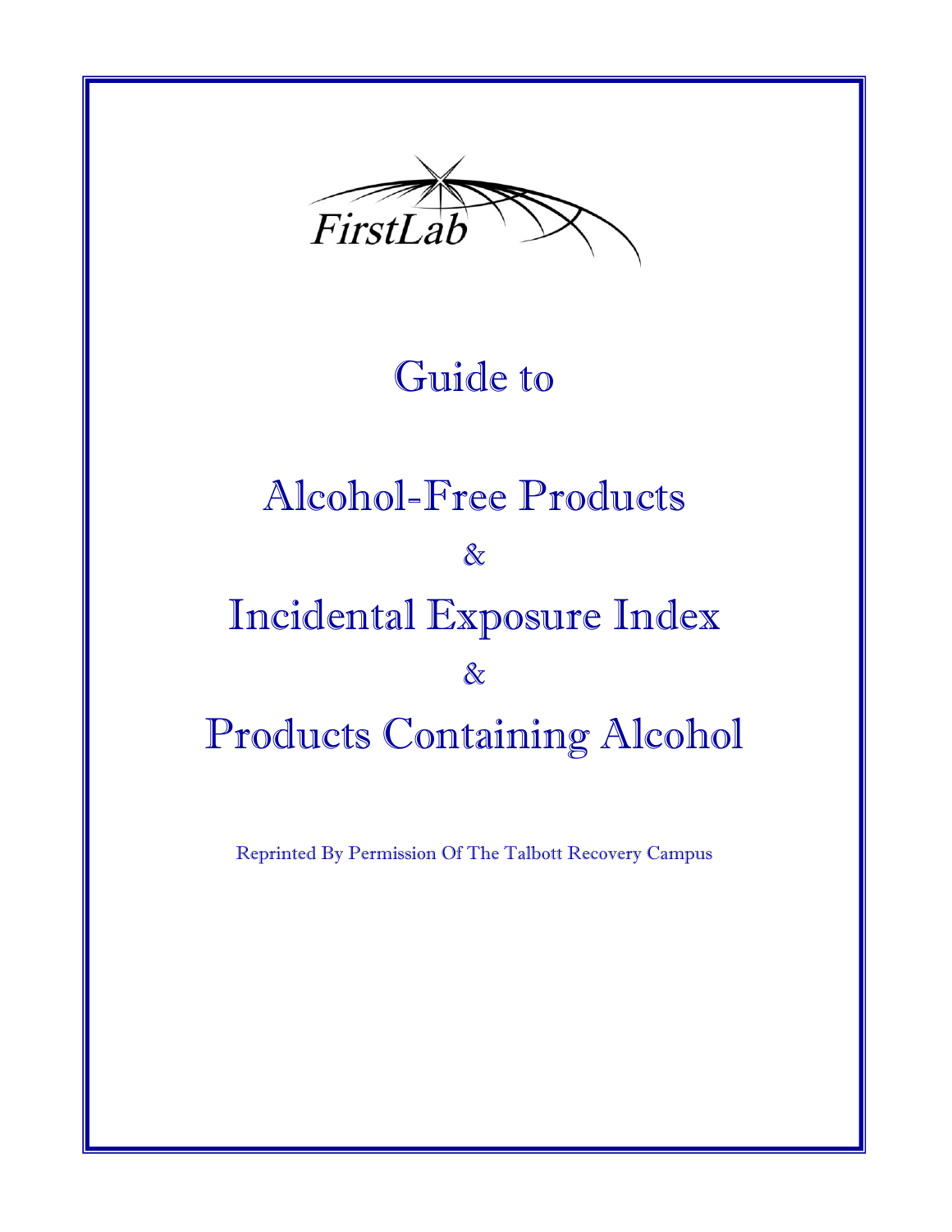FirstLab

# Guide to

# Alcohol-Free Products

&

# Incidental Exposure Index

&

# Products Containing Alcohol

Reprinted By Permission Of The Talbott Recovery Campus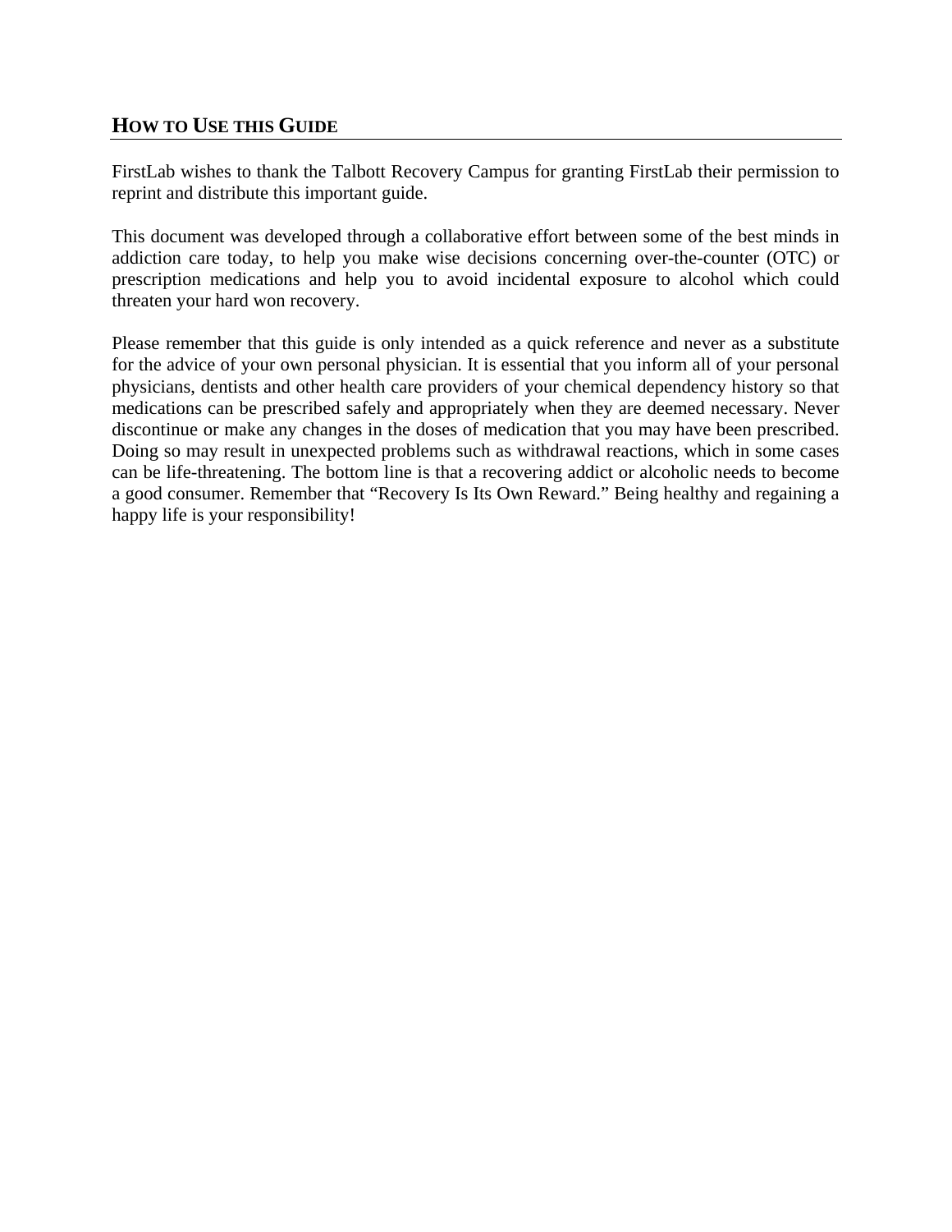## HOW TO USE THIS GUIDE

FirstLab wishes to thank the Talbott Recovery Campus for granting FirstLab their permission to reprint and distribute this important guide.

This document was developed through a collaborative effort between some of the best minds in addiction care today, to help you make wise decisions concerning over-the-counter (OTC) or prescription medications and help you to avoid incidental exposure to alcohol which could threaten your hard won recovery.

Please remember that this guide is only intended as a quick reference and never as a substitute for the advice of your own personal physician. It is essential that you inform all of your personal physicians, dentists and other health care providers of your chemical dependency history so that medications can be prescribed safely and appropriately when they are deemed necessary. Never discontinue or make any changes in the doses of medication that you may have been prescribed. Doing so may result in unexpected problems such as withdrawal reactions, which in some cases can be life-threatening. The bottom line is that a recovering addict or alcoholic needs to become a good consumer. Remember that "Recovery Is Its Own Reward." Being healthy and regaining a happy life is your responsibility!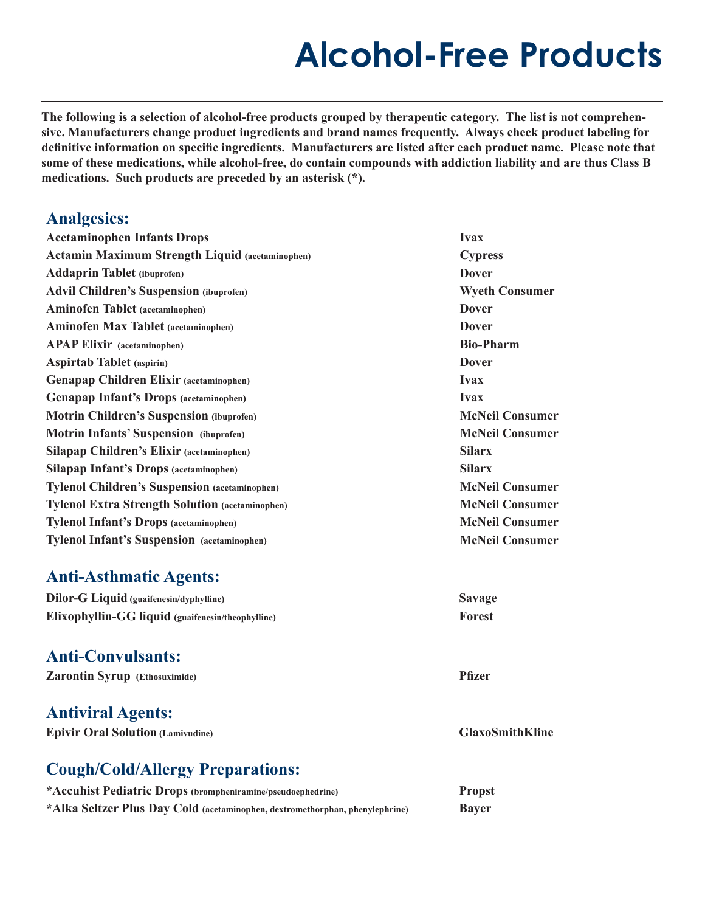# Alcohol-Free Products

**The following is a selection of alcohol-free products grouped by therapeutic category. The list is not comprehensive. Manufacturers change product ingredients and brand names frequently. Always check product labeling for definitive information on specific ingredients. Manufacturers are listed after each product name. Please note that some of these medications, while alcohol-free, do contain compounds with addiction liability and are thus Class B medications. Such products are preceded by an asterisk (*).**

## Analgesics:

| Product | Manufacturer |
|---|---|
| **Acetaminophen Infants Drops** | **Ivax** |
| **Actamin Maximum Strength Liquid** (acetaminophen) | **Cypress** |
| **Addaprin Tablet** (ibuprofen) | **Dover** |
| **Advil Children's Suspension** (ibuprofen) | **Wyeth Consumer** |
| **Aminofen Tablet** (acetaminophen) | **Dover** |
| **Aminofen Max Tablet** (acetaminophen) | **Dover** |
| **APAP Elixir** (acetaminophen) | **Bio-Pharm** |
| **Aspirtab Tablet** (aspirin) | **Dover** |
| **Genapap Children Elixir** (acetaminophen) | **Ivax** |
| **Genapap Infant's Drops** (acetaminophen) | **Ivax** |
| **Motrin Children's Suspension** (ibuprofen) | **McNeil Consumer** |
| **Motrin Infants' Suspension** (ibuprofen) | **McNeil Consumer** |
| **Silapap Children's Elixir** (acetaminophen) | **Silarx** |
| **Silapap Infant's Drops** (acetaminophen) | **Silarx** |
| **Tylenol Children's Suspension** (acetaminophen) | **McNeil Consumer** |
| **Tylenol Extra Strength Solution** (acetaminophen) | **McNeil Consumer** |
| **Tylenol Infant's Drops** (acetaminophen) | **McNeil Consumer** |
| **Tylenol Infant's Suspension** (acetaminophen) | **McNeil Consumer** |

## Anti-Asthmatic Agents:

| Product | Manufacturer |
|---|---|
| **Dilor-G Liquid** (guaifenesin/dyphylline) | **Savage** |
| **Elixophyllin-GG liquid** (guaifenesin/theophylline) | **Forest** |

## Anti-Convulsants:

| Product | Manufacturer |
|---|---|
| **Zarontin Syrup** (Ethosuximide) | **Pfizer** |

## Antiviral Agents:

| Product | Manufacturer |
|---|---|
| **Epivir Oral Solution** (Lamivudine) | **GlaxoSmithKline** |

## Cough/Cold/Allergy Preparations:

| Product | Manufacturer |
|---|---|
| ***Accuhist Pediatric Drops** (brompheniramine/pseudoephedrine) | **Propst** |
| ***Alka Seltzer Plus Day Cold** (acetaminophen, dextromethorphan, phenylephrine) | **Bayer** |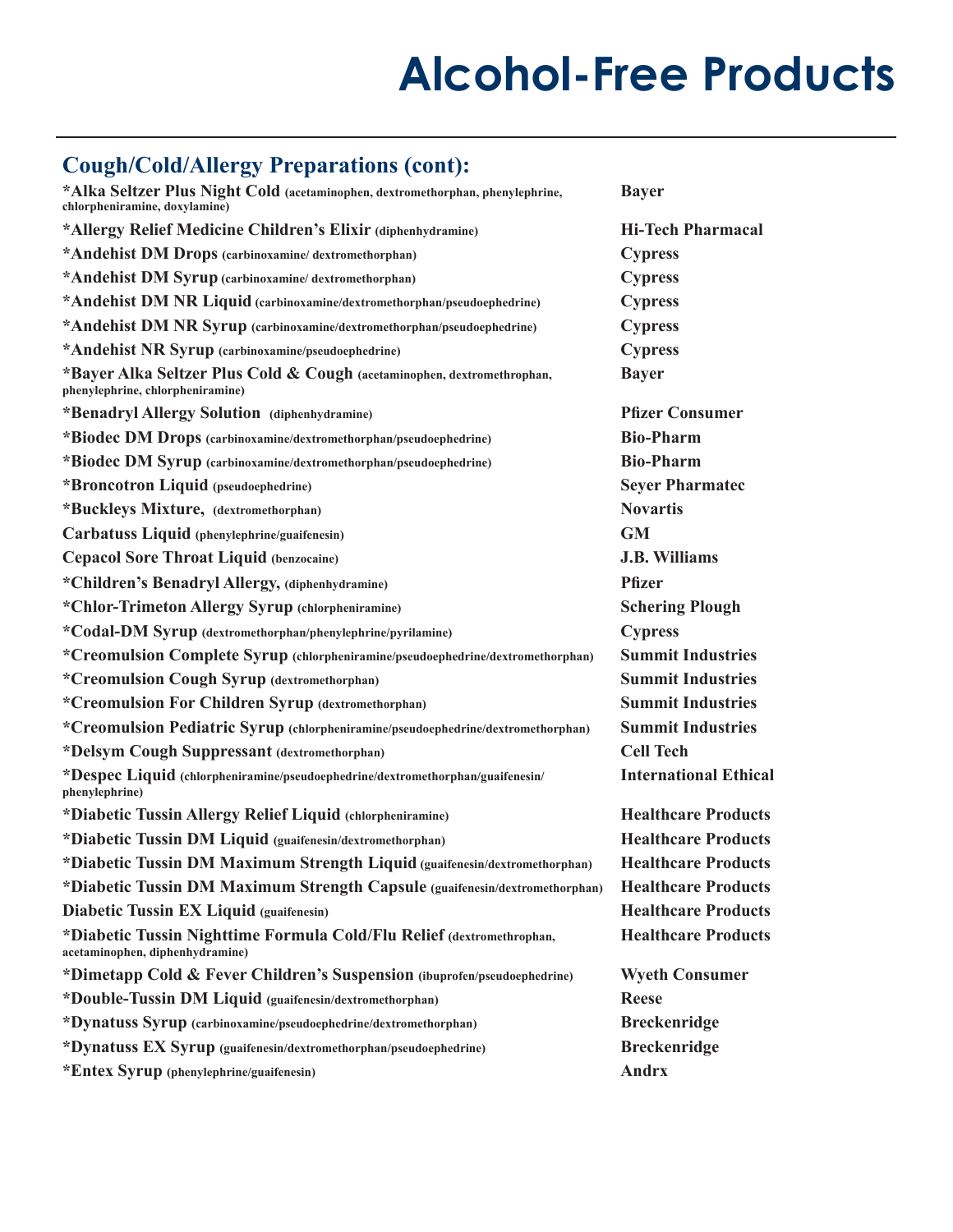# Alcohol-Free Products

## Cough/Cold/Allergy Preparations (cont):

| Product | Manufacturer |
|---|---|
| **\*Alka Seltzer Plus Night Cold** (acetaminophen, dextromethorphan, phenylephrine, chlorpheniramine, doxylamine) | **Bayer** |
| **\*Allergy Relief Medicine Children's Elixir** (diphenhydramine) | **Hi-Tech Pharmacal** |
| **\*Andehist DM Drops** (carbinoxamine/ dextromethorphan) | **Cypress** |
| **\*Andehist DM Syrup** (carbinoxamine/ dextromethorphan) | **Cypress** |
| **\*Andehist DM NR Liquid** (carbinoxamine/dextromethorphan/pseudoephedrine) | **Cypress** |
| **\*Andehist DM NR Syrup** (carbinoxamine/dextromethorphan/pseudoephedrine) | **Cypress** |
| **\*Andehist NR Syrup** (carbinoxamine/pseudoephedrine) | **Cypress** |
| **\*Bayer Alka Seltzer Plus Cold & Cough** (acetaminophen, dextromethrophan, phenylephrine, chlorpheniramine) | **Bayer** |
| **\*Benadryl Allergy Solution** (diphenhydramine) | **Pfizer Consumer** |
| **\*Biodec DM Drops** (carbinoxamine/dextromethorphan/pseudoephedrine) | **Bio-Pharm** |
| **\*Biodec DM Syrup** (carbinoxamine/dextromethorphan/pseudoephedrine) | **Bio-Pharm** |
| **\*Broncotron Liquid** (pseudoephedrine) | **Seyer Pharmatec** |
| **\*Buckleys Mixture,** (dextromethorphan) | **Novartis** |
| **Carbatuss Liquid** (phenylephrine/guaifenesin) | **GM** |
| **Cepacol Sore Throat Liquid** (benzocaine) | **J.B. Williams** |
| **\*Children's Benadryl Allergy,** (diphenhydramine) | **Pfizer** |
| **\*Chlor-Trimeton Allergy Syrup** (chlorpheniramine) | **Schering Plough** |
| **\*Codal-DM Syrup** (dextromethorphan/phenylephrine/pyrilamine) | **Cypress** |
| **\*Creomulsion Complete Syrup** (chlorpheniramine/pseudoephedrine/dextromethorphan) | **Summit Industries** |
| **\*Creomulsion Cough Syrup** (dextromethorphan) | **Summit Industries** |
| **\*Creomulsion For Children Syrup** (dextromethorphan) | **Summit Industries** |
| **\*Creomulsion Pediatric Syrup** (chlorpheniramine/pseudoephedrine/dextromethorphan) | **Summit Industries** |
| **\*Delsym Cough Suppressant** (dextromethorphan) | **Cell Tech** |
| **\*Despec Liquid** (chlorpheniramine/pseudoephedrine/dextromethorphan/guaifenesin/ phenylephrine) | **International Ethical** |
| **\*Diabetic Tussin Allergy Relief Liquid** (chlorpheniramine) | **Healthcare Products** |
| **\*Diabetic Tussin DM Liquid** (guaifenesin/dextromethorphan) | **Healthcare Products** |
| **\*Diabetic Tussin DM Maximum Strength Liquid** (guaifenesin/dextromethorphan) | **Healthcare Products** |
| **\*Diabetic Tussin DM Maximum Strength Capsule** (guaifenesin/dextromethorphan) | **Healthcare Products** |
| **Diabetic Tussin EX Liquid** (guaifenesin) | **Healthcare Products** |
| **\*Diabetic Tussin Nighttime Formula Cold/Flu Relief** (dextromethrophan, acetaminophen, diphenhydramine) | **Healthcare Products** |
| **\*Dimetapp Cold & Fever Children's Suspension** (ibuprofen/pseudoephedrine) | **Wyeth Consumer** |
| **\*Double-Tussin DM Liquid** (guaifenesin/dextromethorphan) | **Reese** |
| **\*Dynatuss Syrup** (carbinoxamine/pseudoephedrine/dextromethorphan) | **Breckenridge** |
| **\*Dynatuss EX Syrup** (guaifenesin/dextromethorphan/pseudoephedrine) | **Breckenridge** |
| **\*Entex Syrup** (phenylephrine/guaifenesin) | **Andrx** |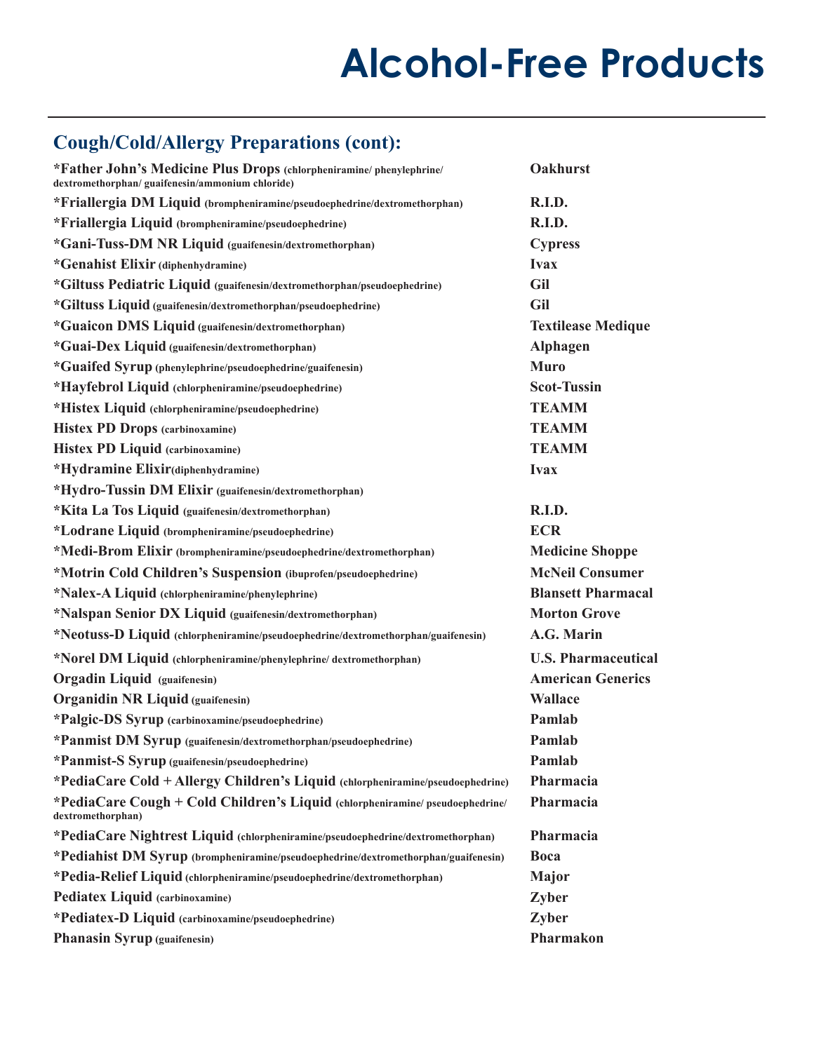# Alcohol-Free Products

## Cough/Cold/Allergy Preparations (cont):

| Product | Manufacturer |
|---|---|
| **\*Father John's Medicine Plus Drops** (chlorpheniramine/ phenylephrine/ dextromethorphan/ guaifenesin/ammonium chloride) | **Oakhurst** |
| **\*Friallergia DM Liquid** (brompheniramine/pseudoephedrine/dextromethorphan) | **R.I.D.** |
| **\*Friallergia Liquid** (brompheniramine/pseudoephedrine) | **R.I.D.** |
| **\*Gani-Tuss-DM NR Liquid** (guaifenesin/dextromethorphan) | **Cypress** |
| **\*Genahist Elixir** (diphenhydramine) | **Ivax** |
| **\*Giltuss Pediatric Liquid** (guaifenesin/dextromethorphan/pseudoephedrine) | **Gil** |
| **\*Giltuss Liquid** (guaifenesin/dextromethorphan/pseudoephedrine) | **Gil** |
| **\*Guaicon DMS Liquid** (guaifenesin/dextromethorphan) | **Textilease Medique** |
| **\*Guai-Dex Liquid** (guaifenesin/dextromethorphan) | **Alphagen** |
| **\*Guaifed Syrup** (phenylephrine/pseudoephedrine/guaifenesin) | **Muro** |
| **\*Hayfebrol Liquid** (chlorpheniramine/pseudoephedrine) | **Scot-Tussin** |
| **\*Histex Liquid** (chlorpheniramine/pseudoephedrine) | **TEAMM** |
| **Histex PD Drops** (carbinoxamine) | **TEAMM** |
| **Histex PD Liquid** (carbinoxamine) | **TEAMM** |
| **\*Hydramine Elixir**(diphenhydramine) | **Ivax** |
| **\*Hydro-Tussin DM Elixir** (guaifenesin/dextromethorphan) | |
| **\*Kita La Tos Liquid** (guaifenesin/dextromethorphan) | **R.I.D.** |
| **\*Lodrane Liquid** (brompheniramine/pseudoephedrine) | **ECR** |
| **\*Medi-Brom Elixir** (brompheniramine/pseudoephedrine/dextromethorphan) | **Medicine Shoppe** |
| **\*Motrin Cold Children's Suspension** (ibuprofen/pseudoephedrine) | **McNeil Consumer** |
| **\*Nalex-A Liquid** (chlorpheniramine/phenylephrine) | **Blansett Pharmacal** |
| **\*Nalspan Senior DX Liquid** (guaifenesin/dextromethorphan) | **Morton Grove** |
| **\*Neotuss-D Liquid** (chlorpheniramine/pseudoephedrine/dextromethorphan/guaifenesin) | **A.G. Marin** |
| **\*Norel DM Liquid** (chlorpheniramine/phenylephrine/ dextromethorphan) | **U.S. Pharmaceutical** |
| **Orgadin Liquid** (guaifenesin) | **American Generics** |
| **Organidin NR Liquid** (guaifenesin) | **Wallace** |
| **\*Palgic-DS Syrup** (carbinoxamine/pseudoephedrine) | **Pamlab** |
| **\*Panmist DM Syrup** (guaifenesin/dextromethorphan/pseudoephedrine) | **Pamlab** |
| **\*Panmist-S Syrup** (guaifenesin/pseudoephedrine) | **Pamlab** |
| **\*PediaCare Cold + Allergy Children's Liquid** (chlorpheniramine/pseudoephedrine) | **Pharmacia** |
| **\*PediaCare Cough + Cold Children's Liquid** (chlorpheniramine/ pseudoephedrine/ dextromethorphan) | **Pharmacia** |
| **\*PediaCare Nightrest Liquid** (chlorpheniramine/pseudoephedrine/dextromethorphan) | **Pharmacia** |
| **\*Pediahist DM Syrup** (brompheniramine/pseudoephedrine/dextromethorphan/guaifenesin) | **Boca** |
| **\*Pedia-Relief Liquid** (chlorpheniramine/pseudoephedrine/dextromethorphan) | **Major** |
| **Pediatex Liquid** (carbinoxamine) | **Zyber** |
| **\*Pediatex-D Liquid** (carbinoxamine/pseudoephedrine) | **Zyber** |
| **Phanasin Syrup** (guaifenesin) | **Pharmakon** |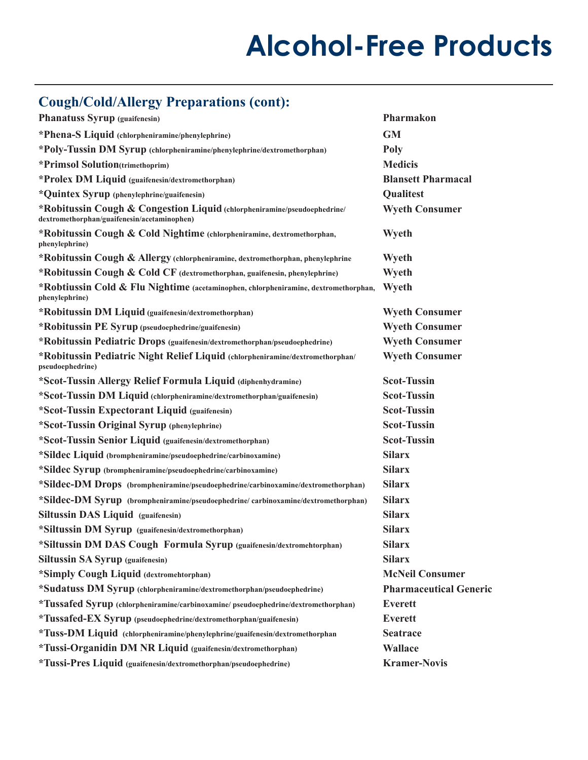# Alcohol-Free Products

## Cough/Cold/Allergy Preparations (cont):

| Product | Manufacturer |
|---|---|
| **Phanatuss Syrup** (guaifenesin) | **Pharmakon** |
| ***Phena-S Liquid** (chlorpheniramine/phenylephrine) | **GM** |
| ***Poly-Tussin DM Syrup** (chlorpheniramine/phenylephrine/dextromethorphan) | **Poly** |
| ***Primsol Solution**(trimethoprim) | **Medicis** |
| ***Prolex DM Liquid** (guaifenesin/dextromethorphan) | **Blansett Pharmacal** |
| ***Quintex Syrup** (phenylephrine/guaifenesin) | **Qualitest** |
| ***Robitussin Cough & Congestion Liquid** (chlorpheniramine/pseudoephedrine/dextromethorphan/guaifenesin/acetaminophen) | **Wyeth Consumer** |
| ***Robitussin Cough & Cold Nightime** (chlorpheniramine, dextromethorphan, phenylephrine) | **Wyeth** |
| ***Robitussin Cough & Allergy** (chlorpheniramine, dextromethorphan, phenylephrine | **Wyeth** |
| ***Robitussin Cough & Cold CF** (dextromethorphan, guaifenesin, phenylephrine) | **Wyeth** |
| ***Robtiussin Cold & Flu Nightime** (acetaminophen, chlorpheniramine, dextromethorphan, phenylephrine) | **Wyeth** |
| ***Robitussin DM Liquid** (guaifenesin/dextromethorphan) | **Wyeth Consumer** |
| ***Robitussin PE Syrup** (pseudoephedrine/guaifenesin) | **Wyeth Consumer** |
| ***Robitussin Pediatric Drops** (guaifenesin/dextromethorphan/pseudoephedrine) | **Wyeth Consumer** |
| ***Robitussin Pediatric Night Relief Liquid** (chlorpheniramine/dextromethorphan/pseudoephedrine) | **Wyeth Consumer** |
| ***Scot-Tussin Allergy Relief Formula Liquid** (diphenhydramine) | **Scot-Tussin** |
| ***Scot-Tussin DM Liquid** (chlorpheniramine/dextromethorphan/guaifenesin) | **Scot-Tussin** |
| ***Scot-Tussin Expectorant Liquid** (guaifenesin) | **Scot-Tussin** |
| ***Scot-Tussin Original Syrup** (phenylephrine) | **Scot-Tussin** |
| ***Scot-Tussin Senior Liquid** (guaifenesin/dextromethorphan) | **Scot-Tussin** |
| ***Sildec Liquid** (brompheniramine/pseudoephedrine/carbinoxamine) | **Silarx** |
| ***Sildec Syrup** (brompheniramine/pseudoephedrine/carbinoxamine) | **Silarx** |
| ***Sildec-DM Drops** (brompheniramine/pseudoephedrine/carbinoxamine/dextromethorphan) | **Silarx** |
| ***Sildec-DM Syrup** (brompheniramine/pseudoephedrine/ carbinoxamine/dextromethorphan) | **Silarx** |
| **Siltussin DAS Liquid** (guaifenesin) | **Silarx** |
| ***Siltussin DM Syrup** (guaifenesin/dextromethorphan) | **Silarx** |
| ***Siltussin DM DAS Cough Formula Syrup** (guaifenesin/dextromehtorphan) | **Silarx** |
| **Siltussin SA Syrup** (guaifenesin) | **Silarx** |
| ***Simply Cough Liquid** (dextromehtorphan) | **McNeil Consumer** |
| ***Sudatuss DM Syrup** (chlorpheniramine/dextromethorphan/pseudoephedrine) | **Pharmaceutical Generic** |
| ***Tussafed Syrup** (chlorpheniramine/carbinoxamine/ pseudoephedrine/dextromethorphan) | **Everett** |
| ***Tussafed-EX Syrup** (pseudoephedrine/dextromethorphan/guaifenesin) | **Everett** |
| ***Tuss-DM Liquid** (chlorpheniramine/phenylephrine/guaifenesin/dextromethorphan | **Seatrace** |
| ***Tussi-Organidin DM NR Liquid** (guaifenesin/dextromethorphan) | **Wallace** |
| ***Tussi-Pres Liquid** (guaifenesin/dextromethorphan/pseudoephedrine) | **Kramer-Novis** |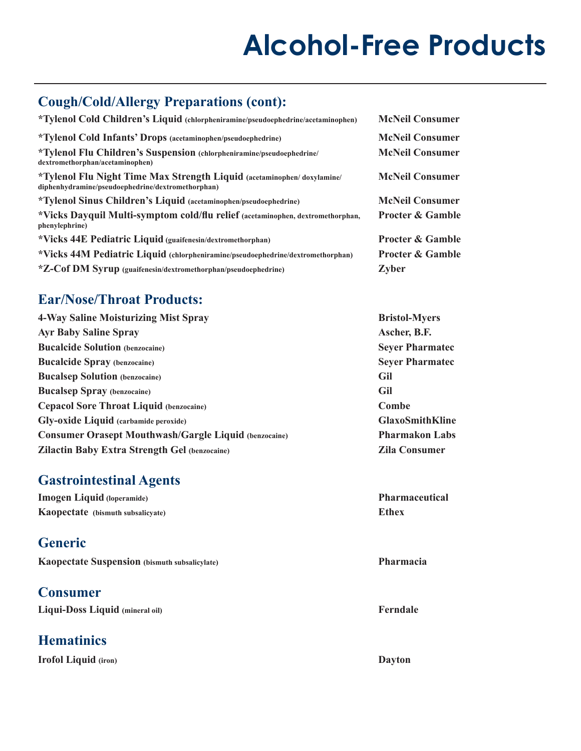# Alcohol-Free Products

## Cough/Cold/Allergy Preparations (cont):

| Product | Manufacturer |
|---|---|
| ***Tylenol Cold Children's Liquid** (chlorpheniramine/pseudoephedrine/acetaminophen) | **McNeil Consumer** |
| ***Tylenol Cold Infants' Drops** (acetaminophen/pseudoephedrine) | **McNeil Consumer** |
| ***Tylenol Flu Children's Suspension** (chlorpheniramine/pseudoephedrine/ dextromethorphan/acetaminophen) | **McNeil Consumer** |
| ***Tylenol Flu Night Time Max Strength Liquid** (acetaminophen/ doxylamine/ diphenhydramine/pseudoephedrine/dextromethorphan) | **McNeil Consumer** |
| ***Tylenol Sinus Children's Liquid** (acetaminophen/pseudoephedrine) | **McNeil Consumer** |
| ***Vicks Dayquil Multi-symptom cold/flu relief** (acetaminophen, dextromethorphan, phenylephrine) | **Procter & Gamble** |
| ***Vicks 44E Pediatric Liquid** (guaifenesin/dextromethorphan) | **Procter & Gamble** |
| ***Vicks 44M Pediatric Liquid** (chlorpheniramine/pseudoephedrine/dextromethorphan) | **Procter & Gamble** |
| ***Z-Cof DM Syrup** (guaifenesin/dextromethorphan/pseudoephedrine) | **Zyber** |

## Ear/Nose/Throat Products:

| Product | Manufacturer |
|---|---|
| **4-Way Saline Moisturizing Mist Spray** | **Bristol-Myers** |
| **Ayr Baby Saline Spray** | **Ascher, B.F.** |
| **Bucalcide Solution** (benzocaine) | **Seyer Pharmatec** |
| **Bucalcide Spray** (benzocaine) | **Seyer Pharmatec** |
| **Bucalsep Solution** (benzocaine) | **Gil** |
| **Bucalsep Spray** (benzocaine) | **Gil** |
| **Cepacol Sore Throat Liquid** (benzocaine) | **Combe** |
| **Gly-oxide Liquid** (carbamide peroxide) | **GlaxoSmithKline** |
| **Consumer Orasept Mouthwash/Gargle Liquid** (benzocaine) | **Pharmakon Labs** |
| **Zilactin Baby Extra Strength Gel** (benzocaine) | **Zila Consumer** |

## Gastrointestinal Agents

| Product | Manufacturer |
|---|---|
| **Imogen Liquid** (loperamide) | **Pharmaceutical** |
| **Kaopectate** (bismuth subsalicyate) | **Ethex** |

## Generic

| Product | Manufacturer |
|---|---|
| **Kaopectate Suspension** (bismuth subsalicylate) | **Pharmacia** |

## Consumer

| Product | Manufacturer |
|---|---|
| **Liqui-Doss Liquid** (mineral oil) | **Ferndale** |

## Hematinics

| Product | Manufacturer |
|---|---|
| **Irofol Liquid** (iron) | **Dayton** |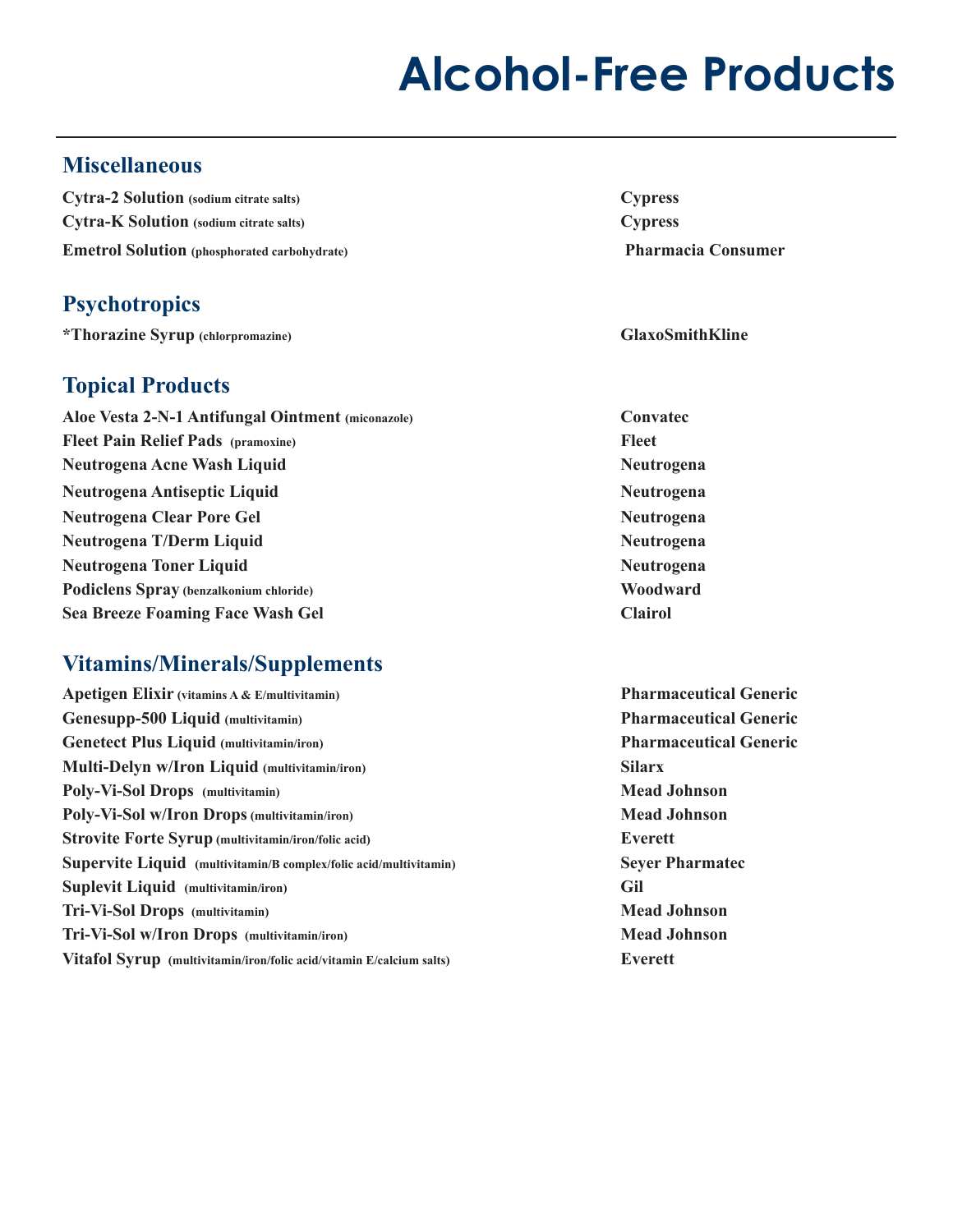# Alcohol-Free Products

## Miscellaneous

| Product | Manufacturer |
|---|---|
| **Cytra-2 Solution** (sodium citrate salts) | **Cypress** |
| **Cytra-K Solution** (sodium citrate salts) | **Cypress** |
| **Emetrol Solution** (phosphorated carbohydrate) | **Pharmacia Consumer** |

## Psychotropics

| Product | Manufacturer |
|---|---|
| **\*Thorazine Syrup** (chlorpromazine) | **GlaxoSmithKline** |

## Topical Products

| Product | Manufacturer |
|---|---|
| **Aloe Vesta 2-N-1 Antifungal Ointment** (miconazole) | **Convatec** |
| **Fleet Pain Relief Pads** (pramoxine) | **Fleet** |
| **Neutrogena Acne Wash Liquid** | **Neutrogena** |
| **Neutrogena Antiseptic Liquid** | **Neutrogena** |
| **Neutrogena Clear Pore Gel** | **Neutrogena** |
| **Neutrogena T/Derm Liquid** | **Neutrogena** |
| **Neutrogena Toner Liquid** | **Neutrogena** |
| **Podiclens Spray** (benzalkonium chloride) | **Woodward** |
| **Sea Breeze Foaming Face Wash Gel** | **Clairol** |

## Vitamins/Minerals/Supplements

| Product | Manufacturer |
|---|---|
| **Apetigen Elixir** (vitamins A & E/multivitamin) | **Pharmaceutical Generic** |
| **Genesupp-500 Liquid** (multivitamin) | **Pharmaceutical Generic** |
| **Genetect Plus Liquid** (multivitamin/iron) | **Pharmaceutical Generic** |
| **Multi-Delyn w/Iron Liquid** (multivitamin/iron) | **Silarx** |
| **Poly-Vi-Sol Drops** (multivitamin) | **Mead Johnson** |
| **Poly-Vi-Sol w/Iron Drops** (multivitamin/iron) | **Mead Johnson** |
| **Strovite Forte Syrup** (multivitamin/iron/folic acid) | **Everett** |
| **Supervite Liquid** (multivitamin/B complex/folic acid/multivitamin) | **Seyer Pharmatec** |
| **Suplevit Liquid** (multivitamin/iron) | **Gil** |
| **Tri-Vi-Sol Drops** (multivitamin) | **Mead Johnson** |
| **Tri-Vi-Sol w/Iron Drops** (multivitamin/iron) | **Mead Johnson** |
| **Vitafol Syrup** (multivitamin/iron/folic acid/vitamin E/calcium salts) | **Everett** |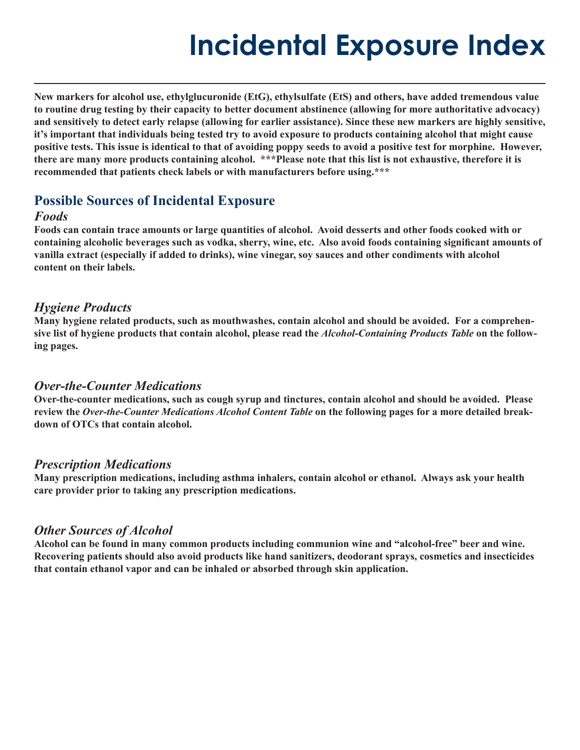# Incidental Exposure Index

**New markers for alcohol use, ethylglucuronide (EtG), ethylsulfate (EtS) and others, have added tremendous value to routine drug testing by their capacity to better document abstinence (allowing for more authoritative advocacy) and sensitively to detect early relapse (allowing for earlier assistance). Since these new markers are highly sensitive, it's important that individuals being tested try to avoid exposure to products containing alcohol that might cause positive tests. This issue is identical to that of avoiding poppy seeds to avoid a positive test for morphine. However, there are many more products containing alcohol. \*\*\*Please note that this list is not exhaustive, therefore it is recommended that patients check labels or with manufacturers before using.\*\*\***

## Possible Sources of Incidental Exposure

### *Foods*

**Foods can contain trace amounts or large quantities of alcohol. Avoid desserts and other foods cooked with or containing alcoholic beverages such as vodka, sherry, wine, etc. Also avoid foods containing significant amounts of vanilla extract (especially if added to drinks), wine vinegar, soy sauces and other condiments with alcohol content on their labels.**

### *Hygiene Products*

**Many hygiene related products, such as mouthwashes, contain alcohol and should be avoided. For a comprehensive list of hygiene products that contain alcohol, please read the *Alcohol-Containing Products Table* on the following pages.**

### *Over-the-Counter Medications*

**Over-the-counter medications, such as cough syrup and tinctures, contain alcohol and should be avoided. Please review the *Over-the-Counter Medications Alcohol Content Table* on the following pages for a more detailed breakdown of OTCs that contain alcohol.**

### *Prescription Medications*

**Many prescription medications, including asthma inhalers, contain alcohol or ethanol. Always ask your health care provider prior to taking any prescription medications.**

### *Other Sources of Alcohol*

**Alcohol can be found in many common products including communion wine and "alcohol-free" beer and wine. Recovering patients should also avoid products like hand sanitizers, deodorant sprays, cosmetics and insecticides that contain ethanol vapor and can be inhaled or absorbed through skin application.**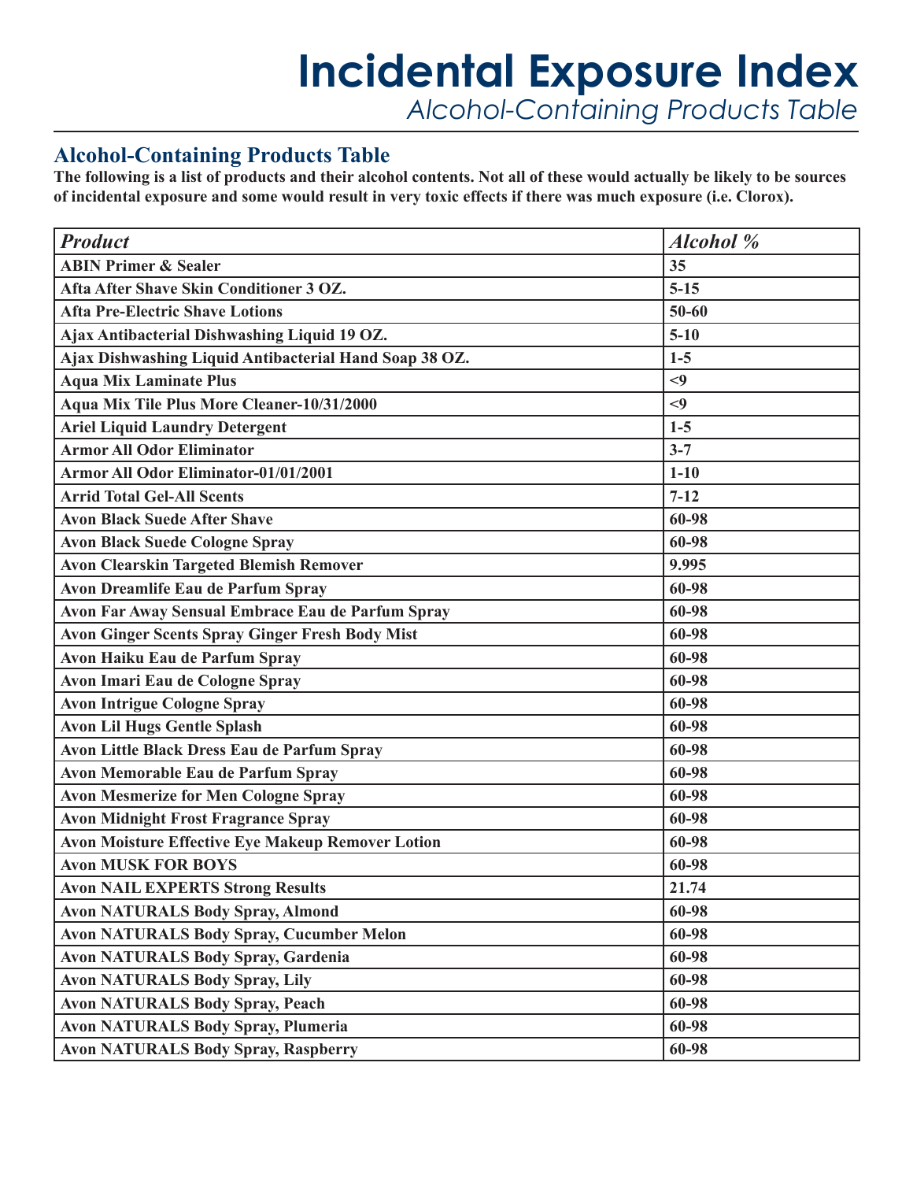# Incidental Exposure Index

*Alcohol-Containing Products Table*

## Alcohol-Containing Products Table

**The following is a list of products and their alcohol contents. Not all of these would actually be likely to be sources of incidental exposure and some would result in very toxic effects if there was much exposure (i.e. Clorox).**

| *Product* | *Alcohol %* |
|---|---|
| ABIN Primer & Sealer | 35 |
| Afta After Shave Skin Conditioner 3 OZ. | 5-15 |
| Afta Pre-Electric Shave Lotions | 50-60 |
| Ajax Antibacterial Dishwashing Liquid 19 OZ. | 5-10 |
| Ajax Dishwashing Liquid Antibacterial Hand Soap 38 OZ. | 1-5 |
| Aqua Mix Laminate Plus | <9 |
| Aqua Mix Tile Plus More Cleaner-10/31/2000 | <9 |
| Ariel Liquid Laundry Detergent | 1-5 |
| Armor All Odor Eliminator | 3-7 |
| Armor All Odor Eliminator-01/01/2001 | 1-10 |
| Arrid Total Gel-All Scents | 7-12 |
| Avon Black Suede After Shave | 60-98 |
| Avon Black Suede Cologne Spray | 60-98 |
| Avon Clearskin Targeted Blemish Remover | 9.995 |
| Avon Dreamlife Eau de Parfum Spray | 60-98 |
| Avon Far Away Sensual Embrace Eau de Parfum Spray | 60-98 |
| Avon Ginger Scents Spray Ginger Fresh Body Mist | 60-98 |
| Avon Haiku Eau de Parfum Spray | 60-98 |
| Avon Imari Eau de Cologne Spray | 60-98 |
| Avon Intrigue Cologne Spray | 60-98 |
| Avon Lil Hugs Gentle Splash | 60-98 |
| Avon Little Black Dress Eau de Parfum Spray | 60-98 |
| Avon Memorable Eau de Parfum Spray | 60-98 |
| Avon Mesmerize for Men Cologne Spray | 60-98 |
| Avon Midnight Frost Fragrance Spray | 60-98 |
| Avon Moisture Effective Eye Makeup Remover Lotion | 60-98 |
| Avon MUSK FOR BOYS | 60-98 |
| Avon NAIL EXPERTS Strong Results | 21.74 |
| Avon NATURALS Body Spray, Almond | 60-98 |
| Avon NATURALS Body Spray, Cucumber Melon | 60-98 |
| Avon NATURALS Body Spray, Gardenia | 60-98 |
| Avon NATURALS Body Spray, Lily | 60-98 |
| Avon NATURALS Body Spray, Peach | 60-98 |
| Avon NATURALS Body Spray, Plumeria | 60-98 |
| Avon NATURALS Body Spray, Raspberry | 60-98 |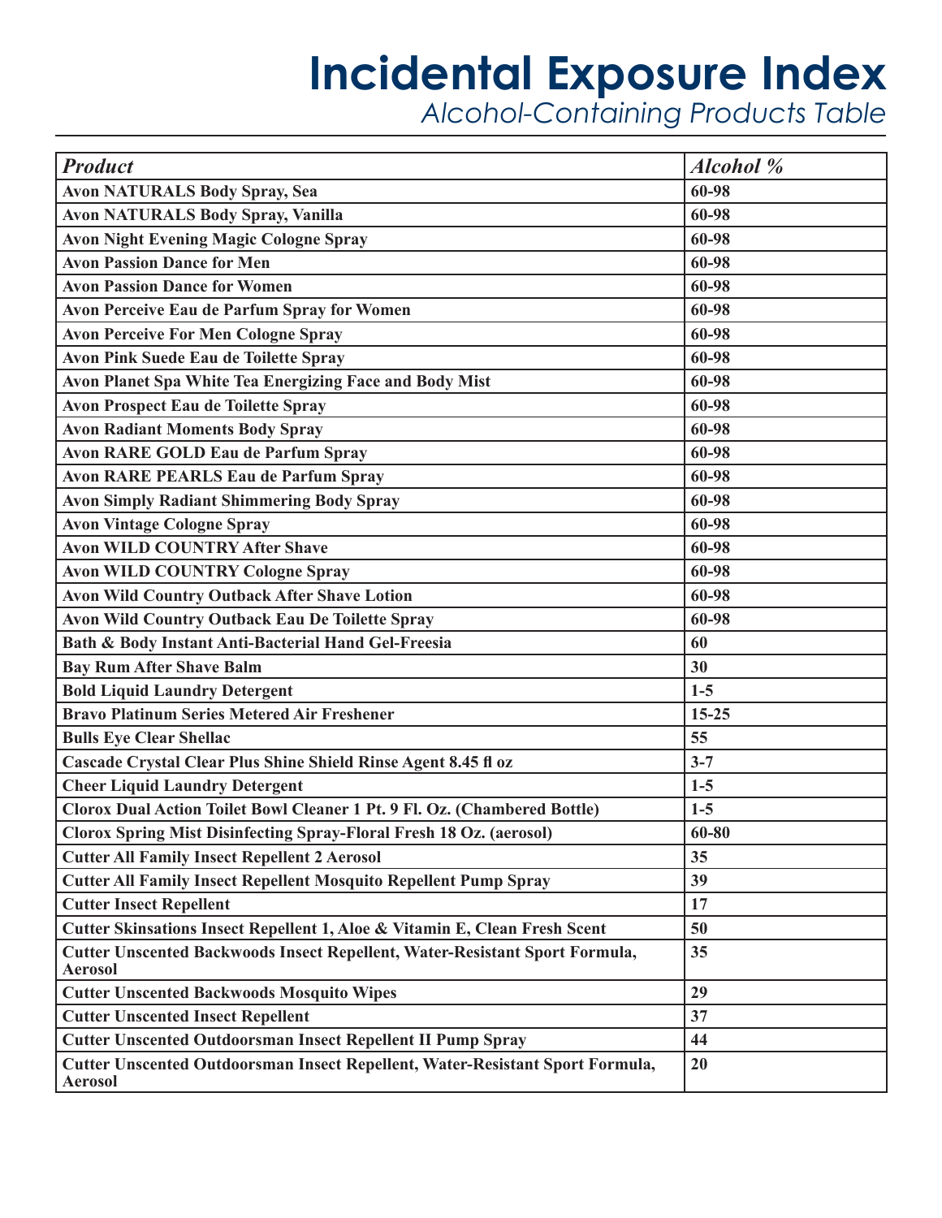# Incidental Exposure Index

*Alcohol-Containing Products Table*

| *Product* | *Alcohol %* |
|---|---|
| **Avon NATURALS Body Spray, Sea** | **60-98** |
| **Avon NATURALS Body Spray, Vanilla** | **60-98** |
| **Avon Night Evening Magic Cologne Spray** | **60-98** |
| **Avon Passion Dance for Men** | **60-98** |
| **Avon Passion Dance for Women** | **60-98** |
| **Avon Perceive Eau de Parfum Spray for Women** | **60-98** |
| **Avon Perceive For Men Cologne Spray** | **60-98** |
| **Avon Pink Suede Eau de Toilette Spray** | **60-98** |
| **Avon Planet Spa White Tea Energizing Face and Body Mist** | **60-98** |
| **Avon Prospect Eau de Toilette Spray** | **60-98** |
| **Avon Radiant Moments Body Spray** | **60-98** |
| **Avon RARE GOLD Eau de Parfum Spray** | **60-98** |
| **Avon RARE PEARLS Eau de Parfum Spray** | **60-98** |
| **Avon Simply Radiant Shimmering Body Spray** | **60-98** |
| **Avon Vintage Cologne Spray** | **60-98** |
| **Avon WILD COUNTRY After Shave** | **60-98** |
| **Avon WILD COUNTRY Cologne Spray** | **60-98** |
| **Avon Wild Country Outback After Shave Lotion** | **60-98** |
| **Avon Wild Country Outback Eau De Toilette Spray** | **60-98** |
| **Bath & Body Instant Anti-Bacterial Hand Gel-Freesia** | **60** |
| **Bay Rum After Shave Balm** | **30** |
| **Bold Liquid Laundry Detergent** | **1-5** |
| **Bravo Platinum Series Metered Air Freshener** | **15-25** |
| **Bulls Eye Clear Shellac** | **55** |
| **Cascade Crystal Clear Plus Shine Shield Rinse Agent 8.45 fl oz** | **3-7** |
| **Cheer Liquid Laundry Detergent** | **1-5** |
| **Clorox Dual Action Toilet Bowl Cleaner 1 Pt. 9 Fl. Oz. (Chambered Bottle)** | **1-5** |
| **Clorox Spring Mist Disinfecting Spray-Floral Fresh 18 Oz. (aerosol)** | **60-80** |
| **Cutter All Family Insect Repellent 2 Aerosol** | **35** |
| **Cutter All Family Insect Repellent Mosquito Repellent Pump Spray** | **39** |
| **Cutter Insect Repellent** | **17** |
| **Cutter Skinsations Insect Repellent 1, Aloe & Vitamin E, Clean Fresh Scent** | **50** |
| **Cutter Unscented Backwoods Insect Repellent, Water-Resistant Sport Formula, Aerosol** | **35** |
| **Cutter Unscented Backwoods Mosquito Wipes** | **29** |
| **Cutter Unscented Insect Repellent** | **37** |
| **Cutter Unscented Outdoorsman Insect Repellent II Pump Spray** | **44** |
| **Cutter Unscented Outdoorsman Insect Repellent, Water-Resistant Sport Formula, Aerosol** | **20** |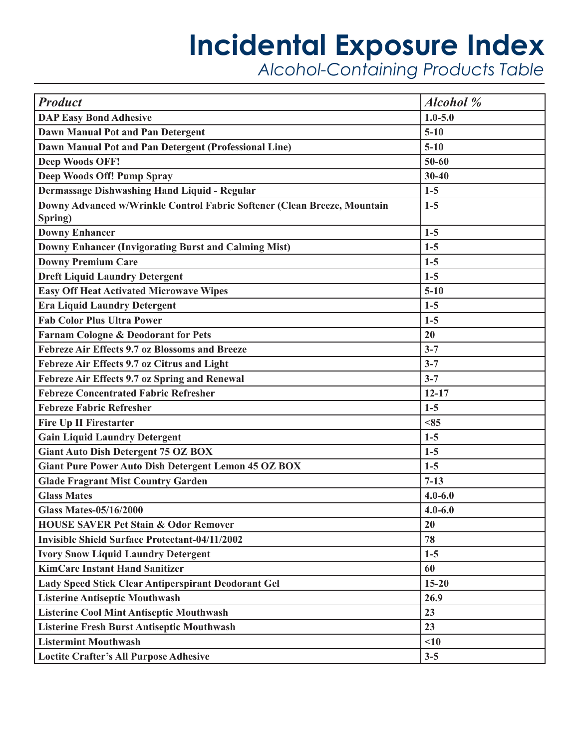# Incidental Exposure Index

*Alcohol-Containing Products Table*

| *Product* | *Alcohol %* |
|---|---|
| **DAP Easy Bond Adhesive** | **1.0-5.0** |
| **Dawn Manual Pot and Pan Detergent** | **5-10** |
| **Dawn Manual Pot and Pan Detergent (Professional Line)** | **5-10** |
| **Deep Woods OFF!** | **50-60** |
| **Deep Woods Off! Pump Spray** | **30-40** |
| **Dermassage Dishwashing Hand Liquid - Regular** | **1-5** |
| **Downy Advanced w/Wrinkle Control Fabric Softener (Clean Breeze, Mountain Spring)** | **1-5** |
| **Downy Enhancer** | **1-5** |
| **Downy Enhancer (Invigorating Burst and Calming Mist)** | **1-5** |
| **Downy Premium Care** | **1-5** |
| **Dreft Liquid Laundry Detergent** | **1-5** |
| **Easy Off Heat Activated Microwave Wipes** | **5-10** |
| **Era Liquid Laundry Detergent** | **1-5** |
| **Fab Color Plus Ultra Power** | **1-5** |
| **Farnam Cologne & Deodorant for Pets** | **20** |
| **Febreze Air Effects 9.7 oz Blossoms and Breeze** | **3-7** |
| **Febreze Air Effects 9.7 oz Citrus and Light** | **3-7** |
| **Febreze Air Effects 9.7 oz Spring and Renewal** | **3-7** |
| **Febreze Concentrated Fabric Refresher** | **12-17** |
| **Febreze Fabric Refresher** | **1-5** |
| **Fire Up II Firestarter** | **<85** |
| **Gain Liquid Laundry Detergent** | **1-5** |
| **Giant Auto Dish Detergent 75 OZ BOX** | **1-5** |
| **Giant Pure Power Auto Dish Detergent Lemon 45 OZ BOX** | **1-5** |
| **Glade Fragrant Mist Country Garden** | **7-13** |
| **Glass Mates** | **4.0-6.0** |
| **Glass Mates-05/16/2000** | **4.0-6.0** |
| **HOUSE SAVER Pet Stain & Odor Remover** | **20** |
| **Invisible Shield Surface Protectant-04/11/2002** | **78** |
| **Ivory Snow Liquid Laundry Detergent** | **1-5** |
| **KimCare Instant Hand Sanitizer** | **60** |
| **Lady Speed Stick Clear Antiperspirant Deodorant Gel** | **15-20** |
| **Listerine Antiseptic Mouthwash** | **26.9** |
| **Listerine Cool Mint Antiseptic Mouthwash** | **23** |
| **Listerine Fresh Burst Antiseptic Mouthwash** | **23** |
| **Listermint Mouthwash** | **<10** |
| **Loctite Crafter's All Purpose Adhesive** | **3-5** |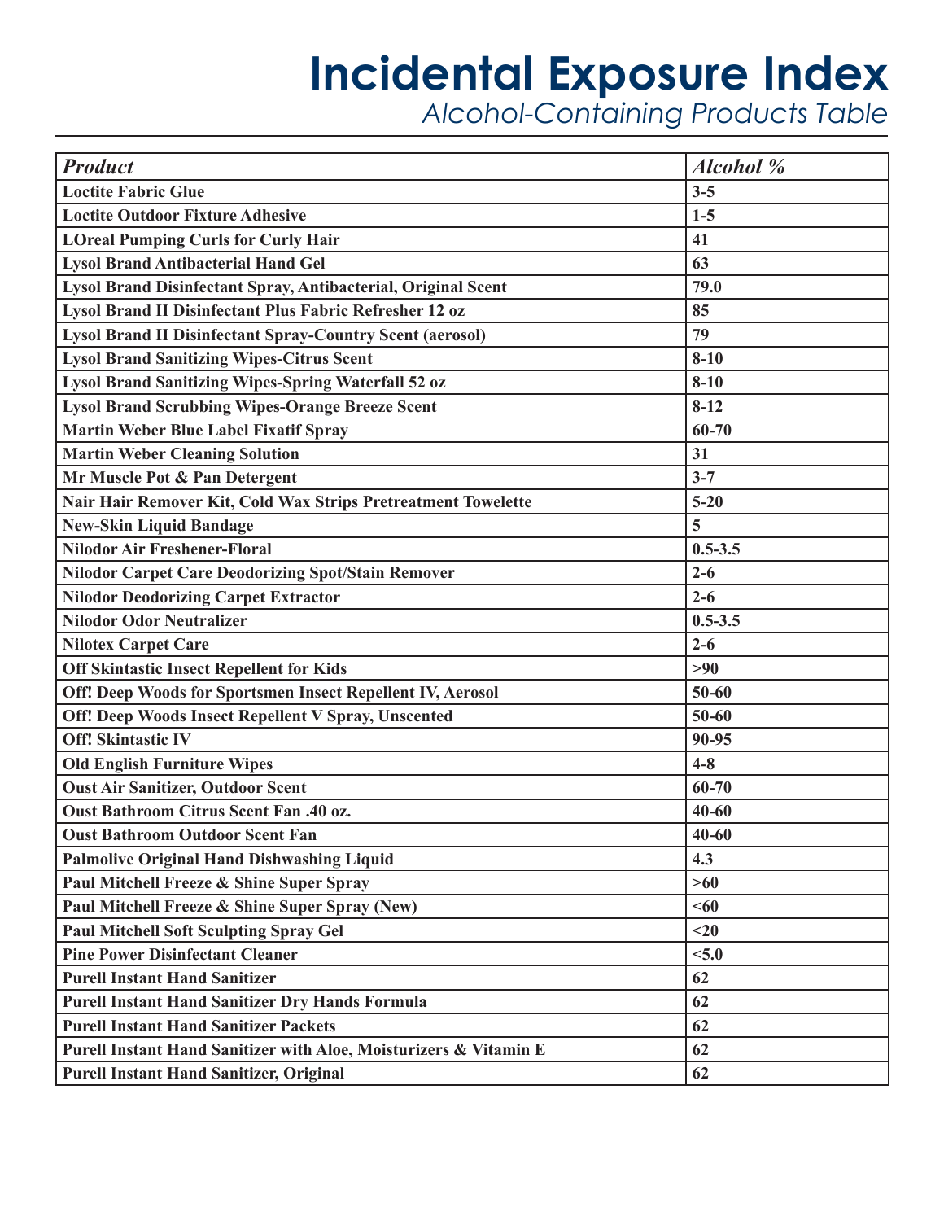# Incidental Exposure Index

*Alcohol-Containing Products Table*

| *Product* | *Alcohol %* |
|---|---|
| **Loctite Fabric Glue** | **3-5** |
| **Loctite Outdoor Fixture Adhesive** | **1-5** |
| **LOreal Pumping Curls for Curly Hair** | **41** |
| **Lysol Brand Antibacterial Hand Gel** | **63** |
| **Lysol Brand Disinfectant Spray, Antibacterial, Original Scent** | **79.0** |
| **Lysol Brand II Disinfectant Plus Fabric Refresher 12 oz** | **85** |
| **Lysol Brand II Disinfectant Spray-Country Scent (aerosol)** | **79** |
| **Lysol Brand Sanitizing Wipes-Citrus Scent** | **8-10** |
| **Lysol Brand Sanitizing Wipes-Spring Waterfall 52 oz** | **8-10** |
| **Lysol Brand Scrubbing Wipes-Orange Breeze Scent** | **8-12** |
| **Martin Weber Blue Label Fixatif Spray** | **60-70** |
| **Martin Weber Cleaning Solution** | **31** |
| **Mr Muscle Pot & Pan Detergent** | **3-7** |
| **Nair Hair Remover Kit, Cold Wax Strips Pretreatment Towelette** | **5-20** |
| **New-Skin Liquid Bandage** | **5** |
| **Nilodor Air Freshener-Floral** | **0.5-3.5** |
| **Nilodor Carpet Care Deodorizing Spot/Stain Remover** | **2-6** |
| **Nilodor Deodorizing Carpet Extractor** | **2-6** |
| **Nilodor Odor Neutralizer** | **0.5-3.5** |
| **Nilotex Carpet Care** | **2-6** |
| **Off Skintastic Insect Repellent for Kids** | **>90** |
| **Off! Deep Woods for Sportsmen Insect Repellent IV, Aerosol** | **50-60** |
| **Off! Deep Woods Insect Repellent V Spray, Unscented** | **50-60** |
| **Off! Skintastic IV** | **90-95** |
| **Old English Furniture Wipes** | **4-8** |
| **Oust Air Sanitizer, Outdoor Scent** | **60-70** |
| **Oust Bathroom Citrus Scent Fan .40 oz.** | **40-60** |
| **Oust Bathroom Outdoor Scent Fan** | **40-60** |
| **Palmolive Original Hand Dishwashing Liquid** | **4.3** |
| **Paul Mitchell Freeze & Shine Super Spray** | **>60** |
| **Paul Mitchell Freeze & Shine Super Spray (New)** | **<60** |
| **Paul Mitchell Soft Sculpting Spray Gel** | **<20** |
| **Pine Power Disinfectant Cleaner** | **<5.0** |
| **Purell Instant Hand Sanitizer** | **62** |
| **Purell Instant Hand Sanitizer Dry Hands Formula** | **62** |
| **Purell Instant Hand Sanitizer Packets** | **62** |
| **Purell Instant Hand Sanitizer with Aloe, Moisturizers & Vitamin E** | **62** |
| **Purell Instant Hand Sanitizer, Original** | **62** |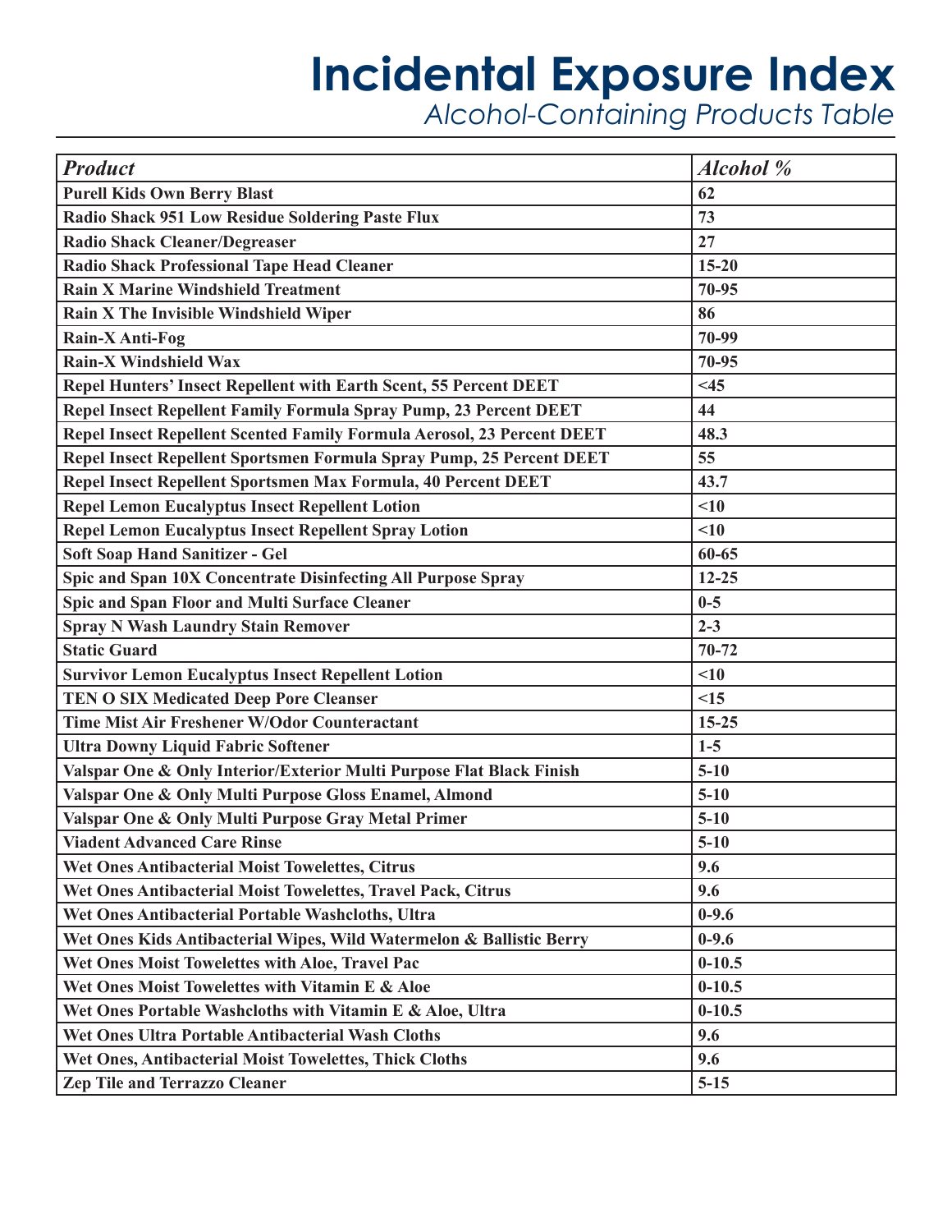# Incidental Exposure Index

*Alcohol-Containing Products Table*

| *Product* | *Alcohol %* |
|---|---|
| **Purell Kids Own Berry Blast** | **62** |
| **Radio Shack 951 Low Residue Soldering Paste Flux** | **73** |
| **Radio Shack Cleaner/Degreaser** | **27** |
| **Radio Shack Professional Tape Head Cleaner** | **15-20** |
| **Rain X Marine Windshield Treatment** | **70-95** |
| **Rain X The Invisible Windshield Wiper** | **86** |
| **Rain-X Anti-Fog** | **70-99** |
| **Rain-X Windshield Wax** | **70-95** |
| **Repel Hunters' Insect Repellent with Earth Scent, 55 Percent DEET** | **<45** |
| **Repel Insect Repellent Family Formula Spray Pump, 23 Percent DEET** | **44** |
| **Repel Insect Repellent Scented Family Formula Aerosol, 23 Percent DEET** | **48.3** |
| **Repel Insect Repellent Sportsmen Formula Spray Pump, 25 Percent DEET** | **55** |
| **Repel Insect Repellent Sportsmen Max Formula, 40 Percent DEET** | **43.7** |
| **Repel Lemon Eucalyptus Insect Repellent Lotion** | **<10** |
| **Repel Lemon Eucalyptus Insect Repellent Spray Lotion** | **<10** |
| **Soft Soap Hand Sanitizer - Gel** | **60-65** |
| **Spic and Span 10X Concentrate Disinfecting All Purpose Spray** | **12-25** |
| **Spic and Span Floor and Multi Surface Cleaner** | **0-5** |
| **Spray N Wash Laundry Stain Remover** | **2-3** |
| **Static Guard** | **70-72** |
| **Survivor Lemon Eucalyptus Insect Repellent Lotion** | **<10** |
| **TEN O SIX Medicated Deep Pore Cleanser** | **<15** |
| **Time Mist Air Freshener W/Odor Counteractant** | **15-25** |
| **Ultra Downy Liquid Fabric Softener** | **1-5** |
| **Valspar One & Only Interior/Exterior Multi Purpose Flat Black Finish** | **5-10** |
| **Valspar One & Only Multi Purpose Gloss Enamel, Almond** | **5-10** |
| **Valspar One & Only Multi Purpose Gray Metal Primer** | **5-10** |
| **Viadent Advanced Care Rinse** | **5-10** |
| **Wet Ones Antibacterial Moist Towelettes, Citrus** | **9.6** |
| **Wet Ones Antibacterial Moist Towelettes, Travel Pack, Citrus** | **9.6** |
| **Wet Ones Antibacterial Portable Washcloths, Ultra** | **0-9.6** |
| **Wet Ones Kids Antibacterial Wipes, Wild Watermelon & Ballistic Berry** | **0-9.6** |
| **Wet Ones Moist Towelettes with Aloe, Travel Pac** | **0-10.5** |
| **Wet Ones Moist Towelettes with Vitamin E & Aloe** | **0-10.5** |
| **Wet Ones Portable Washcloths with Vitamin E & Aloe, Ultra** | **0-10.5** |
| **Wet Ones Ultra Portable Antibacterial Wash Cloths** | **9.6** |
| **Wet Ones, Antibacterial Moist Towelettes, Thick Cloths** | **9.6** |
| **Zep Tile and Terrazzo Cleaner** | **5-15** |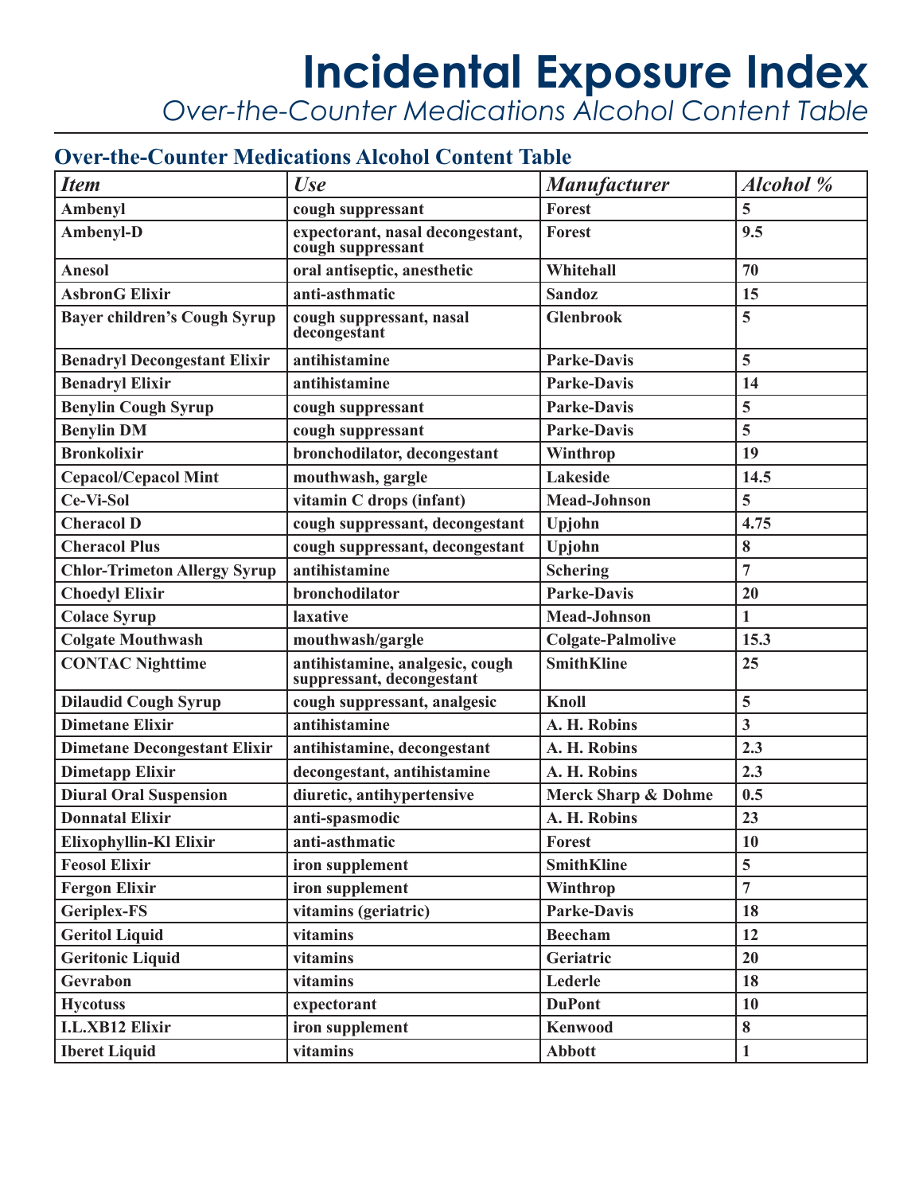# Incidental Exposure Index

*Over-the-Counter Medications Alcohol Content Table*

## Over-the-Counter Medications Alcohol Content Table

| *Item* | *Use* | *Manufacturer* | *Alcohol %* |
|---|---|---|---|
| **Ambenyl** | **cough suppressant** | **Forest** | **5** |
| **Ambenyl-D** | **expectorant, nasal decongestant, cough suppressant** | **Forest** | **9.5** |
| **Anesol** | **oral antiseptic, anesthetic** | **Whitehall** | **70** |
| **AsbronG Elixir** | **anti-asthmatic** | **Sandoz** | **15** |
| **Bayer children's Cough Syrup** | **cough suppressant, nasal decongestant** | **Glenbrook** | **5** |
| **Benadryl Decongestant Elixir** | **antihistamine** | **Parke-Davis** | **5** |
| **Benadryl Elixir** | **antihistamine** | **Parke-Davis** | **14** |
| **Benylin Cough Syrup** | **cough suppressant** | **Parke-Davis** | **5** |
| **Benylin DM** | **cough suppressant** | **Parke-Davis** | **5** |
| **Bronkolixir** | **bronchodilator, decongestant** | **Winthrop** | **19** |
| **Cepacol/Cepacol Mint** | **mouthwash, gargle** | **Lakeside** | **14.5** |
| **Ce-Vi-Sol** | **vitamin C drops (infant)** | **Mead-Johnson** | **5** |
| **Cheracol D** | **cough suppressant, decongestant** | **Upjohn** | **4.75** |
| **Cheracol Plus** | **cough suppressant, decongestant** | **Upjohn** | **8** |
| **Chlor-Trimeton Allergy Syrup** | **antihistamine** | **Schering** | **7** |
| **Choedyl Elixir** | **bronchodilator** | **Parke-Davis** | **20** |
| **Colace Syrup** | **laxative** | **Mead-Johnson** | **1** |
| **Colgate Mouthwash** | **mouthwash/gargle** | **Colgate-Palmolive** | **15.3** |
| **CONTAC Nighttime** | **antihistamine, analgesic, cough suppressant, decongestant** | **SmithKline** | **25** |
| **Dilaudid Cough Syrup** | **cough suppressant, analgesic** | **Knoll** | **5** |
| **Dimetane Elixir** | **antihistamine** | **A. H. Robins** | **3** |
| **Dimetane Decongestant Elixir** | **antihistamine, decongestant** | **A. H. Robins** | **2.3** |
| **Dimetapp Elixir** | **decongestant, antihistamine** | **A. H. Robins** | **2.3** |
| **Diural Oral Suspension** | **diuretic, antihypertensive** | **Merck Sharp & Dohme** | **0.5** |
| **Donnatal Elixir** | **anti-spasmodic** | **A. H. Robins** | **23** |
| **Elixophyllin-Kl Elixir** | **anti-asthmatic** | **Forest** | **10** |
| **Feosol Elixir** | **iron supplement** | **SmithKline** | **5** |
| **Fergon Elixir** | **iron supplement** | **Winthrop** | **7** |
| **Geriplex-FS** | **vitamins (geriatric)** | **Parke-Davis** | **18** |
| **Geritol Liquid** | **vitamins** | **Beecham** | **12** |
| **Geritonic Liquid** | **vitamins** | **Geriatric** | **20** |
| **Gevrabon** | **vitamins** | **Lederle** | **18** |
| **Hycotuss** | **expectorant** | **DuPont** | **10** |
| **I.L.XB12 Elixir** | **iron supplement** | **Kenwood** | **8** |
| **Iberet Liquid** | **vitamins** | **Abbott** | **1** |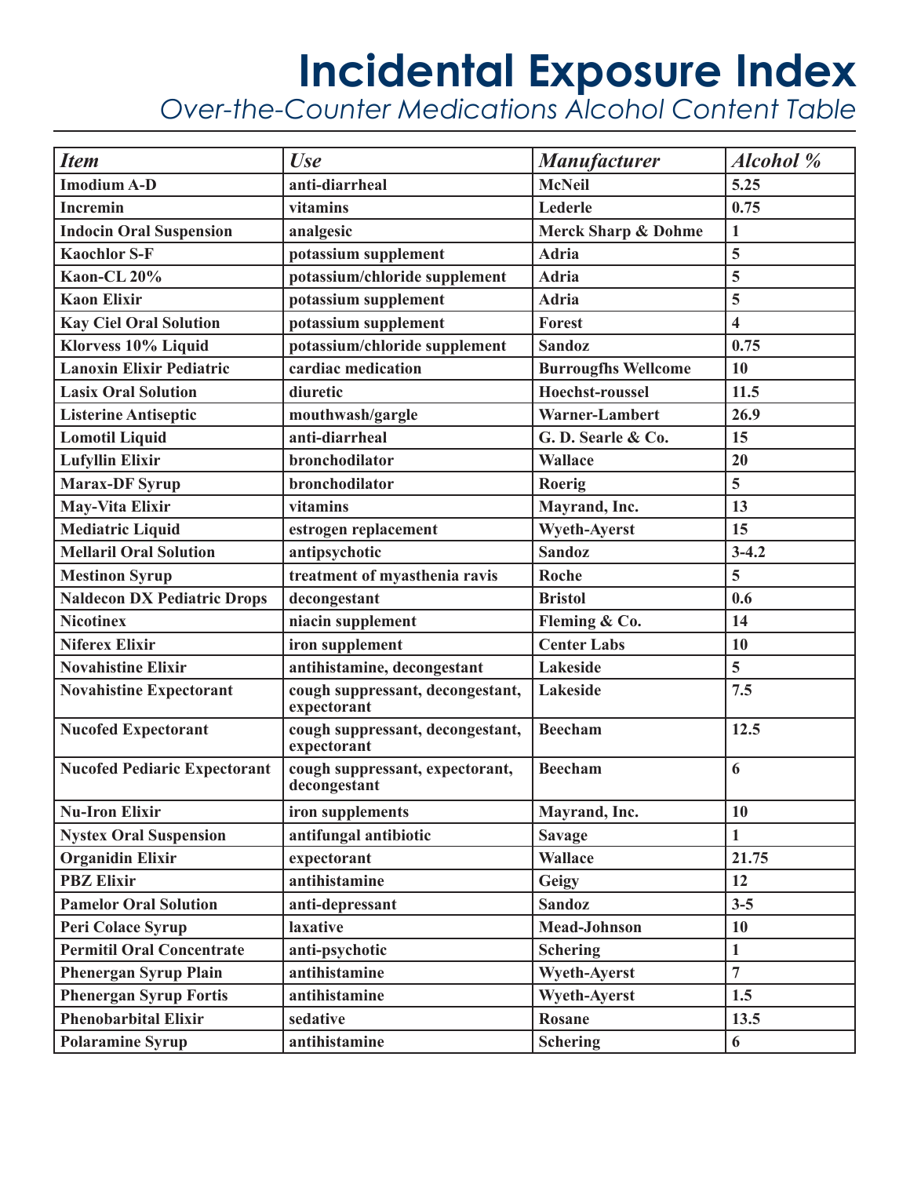# Incidental Exposure Index

## *Over-the-Counter Medications Alcohol Content Table*

| *Item* | *Use* | *Manufacturer* | *Alcohol %* |
|---|---|---|---|
| **Imodium A-D** | **anti-diarrheal** | **McNeil** | **5.25** |
| **Incremin** | **vitamins** | **Lederle** | **0.75** |
| **Indocin Oral Suspension** | **analgesic** | **Merck Sharp & Dohme** | **1** |
| **Kaochlor S-F** | **potassium supplement** | **Adria** | **5** |
| **Kaon-CL 20%** | **potassium/chloride supplement** | **Adria** | **5** |
| **Kaon Elixir** | **potassium supplement** | **Adria** | **5** |
| **Kay Ciel Oral Solution** | **potassium supplement** | **Forest** | **4** |
| **Klorvess 10% Liquid** | **potassium/chloride supplement** | **Sandoz** | **0.75** |
| **Lanoxin Elixir Pediatric** | **cardiac medication** | **Burrougfhs Wellcome** | **10** |
| **Lasix Oral Solution** | **diuretic** | **Hoechst-roussel** | **11.5** |
| **Listerine Antiseptic** | **mouthwash/gargle** | **Warner-Lambert** | **26.9** |
| **Lomotil Liquid** | **anti-diarrheal** | **G. D. Searle & Co.** | **15** |
| **Lufyllin Elixir** | **bronchodilator** | **Wallace** | **20** |
| **Marax-DF Syrup** | **bronchodilator** | **Roerig** | **5** |
| **May-Vita Elixir** | **vitamins** | **Mayrand, Inc.** | **13** |
| **Mediatric Liquid** | **estrogen replacement** | **Wyeth-Ayerst** | **15** |
| **Mellaril Oral Solution** | **antipsychotic** | **Sandoz** | **3-4.2** |
| **Mestinon Syrup** | **treatment of myasthenia ravis** | **Roche** | **5** |
| **Naldecon DX Pediatric Drops** | **decongestant** | **Bristol** | **0.6** |
| **Nicotinex** | **niacin supplement** | **Fleming & Co.** | **14** |
| **Niferex Elixir** | **iron supplement** | **Center Labs** | **10** |
| **Novahistine Elixir** | **antihistamine, decongestant** | **Lakeside** | **5** |
| **Novahistine Expectorant** | **cough suppressant, decongestant, expectorant** | **Lakeside** | **7.5** |
| **Nucofed Expectorant** | **cough suppressant, decongestant, expectorant** | **Beecham** | **12.5** |
| **Nucofed Pediaric Expectorant** | **cough suppressant, expectorant, decongestant** | **Beecham** | **6** |
| **Nu-Iron Elixir** | **iron supplements** | **Mayrand, Inc.** | **10** |
| **Nystex Oral Suspension** | **antifungal antibiotic** | **Savage** | **1** |
| **Organidin Elixir** | **expectorant** | **Wallace** | **21.75** |
| **PBZ Elixir** | **antihistamine** | **Geigy** | **12** |
| **Pamelor Oral Solution** | **anti-depressant** | **Sandoz** | **3-5** |
| **Peri Colace Syrup** | **laxative** | **Mead-Johnson** | **10** |
| **Permitil Oral Concentrate** | **anti-psychotic** | **Schering** | **1** |
| **Phenergan Syrup Plain** | **antihistamine** | **Wyeth-Ayerst** | **7** |
| **Phenergan Syrup Fortis** | **antihistamine** | **Wyeth-Ayerst** | **1.5** |
| **Phenobarbital Elixir** | **sedative** | **Rosane** | **13.5** |
| **Polaramine Syrup** | **antihistamine** | **Schering** | **6** |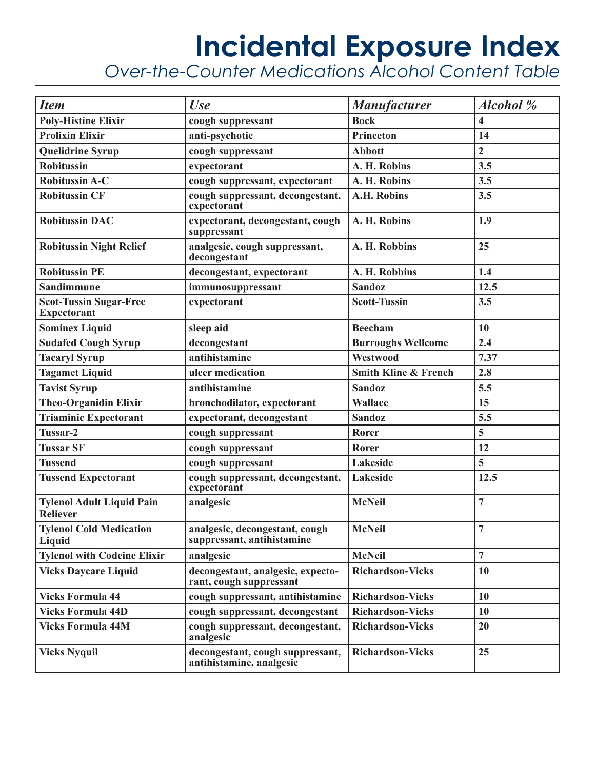# Incidental Exposure Index

## *Over-the-Counter Medications Alcohol Content Table*

| *Item* | *Use* | *Manufacturer* | *Alcohol %* |
|---|---|---|---|
| **Poly-Histine Elixir** | **cough suppressant** | **Bock** | **4** |
| **Prolixin Elixir** | **anti-psychotic** | **Princeton** | **14** |
| **Quelidrine Syrup** | **cough suppressant** | **Abbott** | **2** |
| **Robitussin** | **expectorant** | **A. H. Robins** | **3.5** |
| **Robitussin A-C** | **cough suppressant, expectorant** | **A. H. Robins** | **3.5** |
| **Robitussin CF** | **cough suppressant, decongestant, expectorant** | **A.H. Robins** | **3.5** |
| **Robitussin DAC** | **expectorant, decongestant, cough suppressant** | **A. H. Robins** | **1.9** |
| **Robitussin Night Relief** | **analgesic, cough suppressant, decongestant** | **A. H. Robbins** | **25** |
| **Robitussin PE** | **decongestant, expectorant** | **A. H. Robbins** | **1.4** |
| **Sandimmune** | **immunosuppressant** | **Sandoz** | **12.5** |
| **Scot-Tussin Sugar-Free Expectorant** | **expectorant** | **Scott-Tussin** | **3.5** |
| **Sominex Liquid** | **sleep aid** | **Beecham** | **10** |
| **Sudafed Cough Syrup** | **decongestant** | **Burroughs Wellcome** | **2.4** |
| **Tacaryl Syrup** | **antihistamine** | **Westwood** | **7.37** |
| **Tagamet Liquid** | **ulcer medication** | **Smith Kline & French** | **2.8** |
| **Tavist Syrup** | **antihistamine** | **Sandoz** | **5.5** |
| **Theo-Organidin Elixir** | **bronchodilator, expectorant** | **Wallace** | **15** |
| **Triaminic Expectorant** | **expectorant, decongestant** | **Sandoz** | **5.5** |
| **Tussar-2** | **cough suppressant** | **Rorer** | **5** |
| **Tussar SF** | **cough suppressant** | **Rorer** | **12** |
| **Tussend** | **cough suppressant** | **Lakeside** | **5** |
| **Tussend Expectorant** | **cough suppressant, decongestant, expectorant** | **Lakeside** | **12.5** |
| **Tylenol Adult Liquid Pain Reliever** | **analgesic** | **McNeil** | **7** |
| **Tylenol Cold Medication Liquid** | **analgesic, decongestant, cough suppressant, antihistamine** | **McNeil** | **7** |
| **Tylenol with Codeine Elixir** | **analgesic** | **McNeil** | **7** |
| **Vicks Daycare Liquid** | **decongestant, analgesic, expectorant, cough suppressant** | **Richardson-Vicks** | **10** |
| **Vicks Formula 44** | **cough suppressant, antihistamine** | **Richardson-Vicks** | **10** |
| **Vicks Formula 44D** | **cough suppressant, decongestant** | **Richardson-Vicks** | **10** |
| **Vicks Formula 44M** | **cough suppressant, decongestant, analgesic** | **Richardson-Vicks** | **20** |
| **Vicks Nyquil** | **decongestant, cough suppressant, antihistamine, analgesic** | **Richardson-Vicks** | **25** |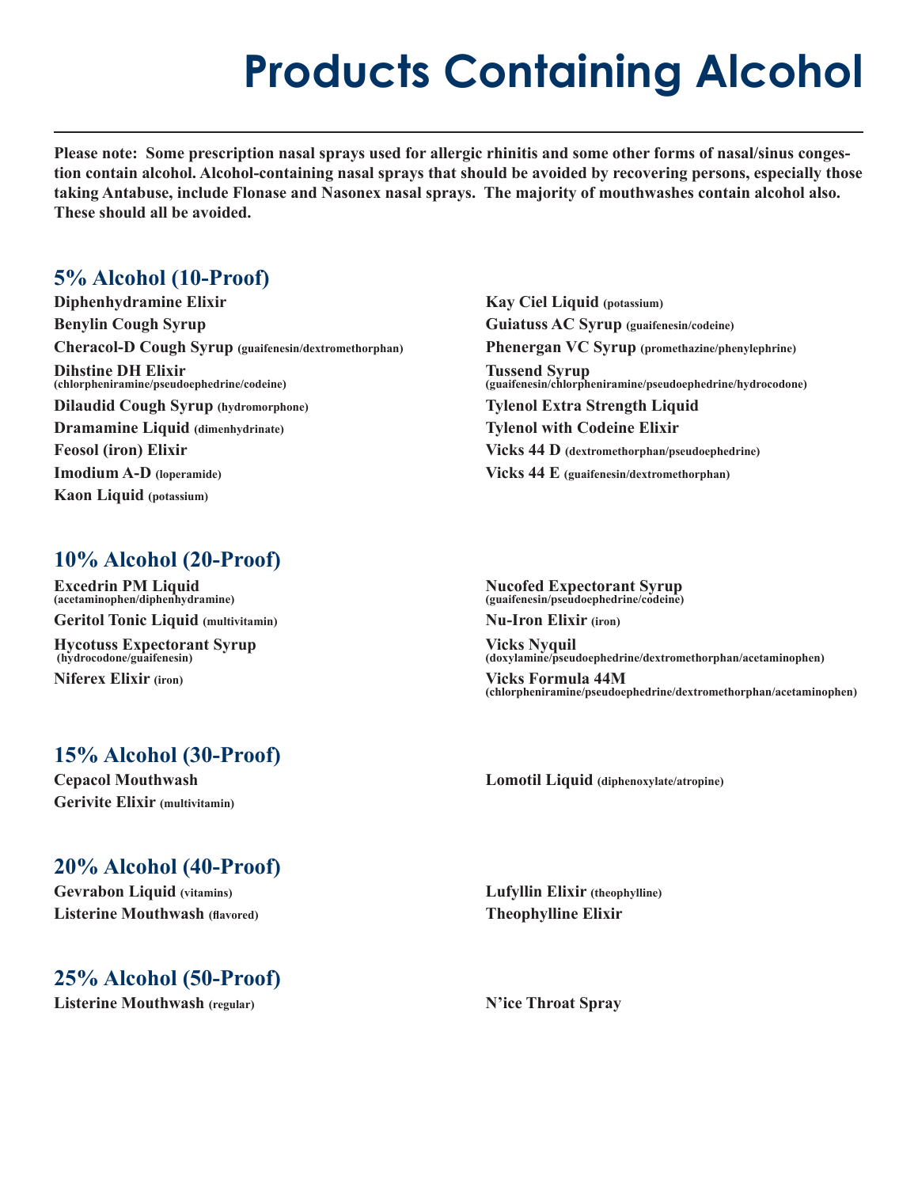# Products Containing Alcohol

**Please note: Some prescription nasal sprays used for allergic rhinitis and some other forms of nasal/sinus congestion contain alcohol. Alcohol-containing nasal sprays that should be avoided by recovering persons, especially those taking Antabuse, include Flonase and Nasonex nasal sprays. The majority of mouthwashes contain alcohol also. These should all be avoided.**

## 5% Alcohol (10-Proof)

**Diphenhydramine Elixir**
**Benylin Cough Syrup**
**Cheracol-D Cough Syrup** (guaifenesin/dextromethorphan)
**Dihstine DH Elixir** (chlorpheniramine/pseudoephedrine/codeine)
**Dilaudid Cough Syrup** (hydromorphone)
**Dramamine Liquid** (dimenhydrinate)
**Feosol (iron) Elixir**
**Imodium A-D** (loperamide)
**Kaon Liquid** (potassium)
**Kay Ciel Liquid** (potassium)
**Guiatuss AC Syrup** (guaifenesin/codeine)
**Phenergan VC Syrup** (promethazine/phenylephrine)
**Tussend Syrup** (guaifenesin/chlorpheniramine/pseudoephedrine/hydrocodone)
**Tylenol Extra Strength Liquid**
**Tylenol with Codeine Elixir**
**Vicks 44 D** (dextromethorphan/pseudoephedrine)
**Vicks 44 E** (guaifenesin/dextromethorphan)

## 10% Alcohol (20-Proof)

**Excedrin PM Liquid** (acetaminophen/diphenhydramine)
**Geritol Tonic Liquid** (multivitamin)
**Hycotuss Expectorant Syrup** (hydrocodone/guaifenesin)
**Niferex Elixir** (iron)
**Nucofed Expectorant Syrup** (guaifenesin/pseudoephedrine/codeine)
**Nu-Iron Elixir** (iron)
**Vicks Nyquil** (doxylamine/pseudoephedrine/dextromethorphan/acetaminophen)
**Vicks Formula 44M** (chlorpheniramine/pseudoephedrine/dextromethorphan/acetaminophen)

## 15% Alcohol (30-Proof)

**Cepacol Mouthwash**
**Gerivite Elixir** (multivitamin)
**Lomotil Liquid** (diphenoxylate/atropine)

## 20% Alcohol (40-Proof)

**Gevrabon Liquid** (vitamins)
**Listerine Mouthwash** (flavored)
**Lufyllin Elixir** (theophylline)
**Theophylline Elixir**

## 25% Alcohol (50-Proof)

**Listerine Mouthwash** (regular)
**N'ice Throat Spray**